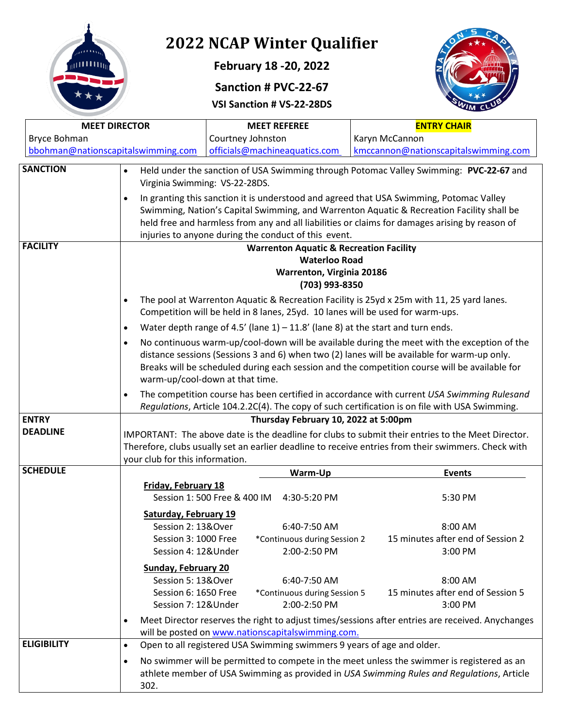# 2022 NCAP Winter Qualifier

**February 18 -20, 2022**

**Sanction # PVC-22-67**

**VSI Sanction # VS-22-28DS**

| MEET DIRECTOR | MEET REFEREE | ENTRY CHAIR |
|---|---|---|
| Bryce Bohman | Courtney Johnston | Karyn McCannon |
| bbohman@nationscapitalswimming.com | officials@machineaquatics.com | kmccannon@nationscapitalswimming.com |

**SANCTION**

- Held under the sanction of USA Swimming through Potomac Valley Swimming: **PVC-22-67** and Virginia Swimming: VS-22-28DS.
- In granting this sanction it is understood and agreed that USA Swimming, Potomac Valley Swimming, Nation's Capital Swimming, and Warrenton Aquatic & Recreation Facility shall be held free and harmless from any and all liabilities or claims for damages arising by reason of injuries to anyone during the conduct of this event.

**FACILITY**

**Warrenton Aquatic & Recreation Facility**
**Waterloo Road**
**Warrenton, Virginia 20186**
**(703) 993-8350**

- The pool at Warrenton Aquatic & Recreation Facility is 25yd x 25m with 11, 25 yard lanes. Competition will be held in 8 lanes, 25yd. 10 lanes will be used for warm-ups.
- Water depth range of 4.5' (lane 1) – 11.8' (lane 8) at the start and turn ends.
- No continuous warm-up/cool-down will be available during the meet with the exception of the distance sessions (Sessions 3 and 6) when two (2) lanes will be available for warm-up only. Breaks will be scheduled during each session and the competition course will be available for warm-up/cool-down at that time.
- The competition course has been certified in accordance with current *USA Swimming Rulesand Regulations*, Article 104.2.2C(4). The copy of such certification is on file with USA Swimming.

**ENTRY DEADLINE**

**Thursday February 10, 2022 at 5:00pm**

IMPORTANT: The above date is the deadline for clubs to submit their entries to the Meet Director. Therefore, clubs usually set an earlier deadline to receive entries from their swimmers. Check with your club for this information.

**SCHEDULE**

| | Warm-Up | Events |
|---|---|---|
| **Friday, February 18** | | |
| Session 1: 500 Free & 400 IM | 4:30-5:20 PM | 5:30 PM |
| **Saturday, February 19** | | |
| Session 2: 13&Over | 6:40-7:50 AM | 8:00 AM |
| Session 3: 1000 Free | *Continuous during Session 2 | 15 minutes after end of Session 2 |
| Session 4: 12&Under | 2:00-2:50 PM | 3:00 PM |
| **Sunday, February 20** | | |
| Session 5: 13&Over | 6:40-7:50 AM | 8:00 AM |
| Session 6: 1650 Free | *Continuous during Session 5 | 15 minutes after end of Session 5 |
| Session 7: 12&Under | 2:00-2:50 PM | 3:00 PM |

- Meet Director reserves the right to adjust times/sessions after entries are received. Anychanges will be posted on www.nationscapitalswimming.com.

**ELIGIBILITY**

- Open to all registered USA Swimming swimmers 9 years of age and older.
- No swimmer will be permitted to compete in the meet unless the swimmer is registered as an athlete member of USA Swimming as provided in *USA Swimming Rules and Regulations*, Article 302.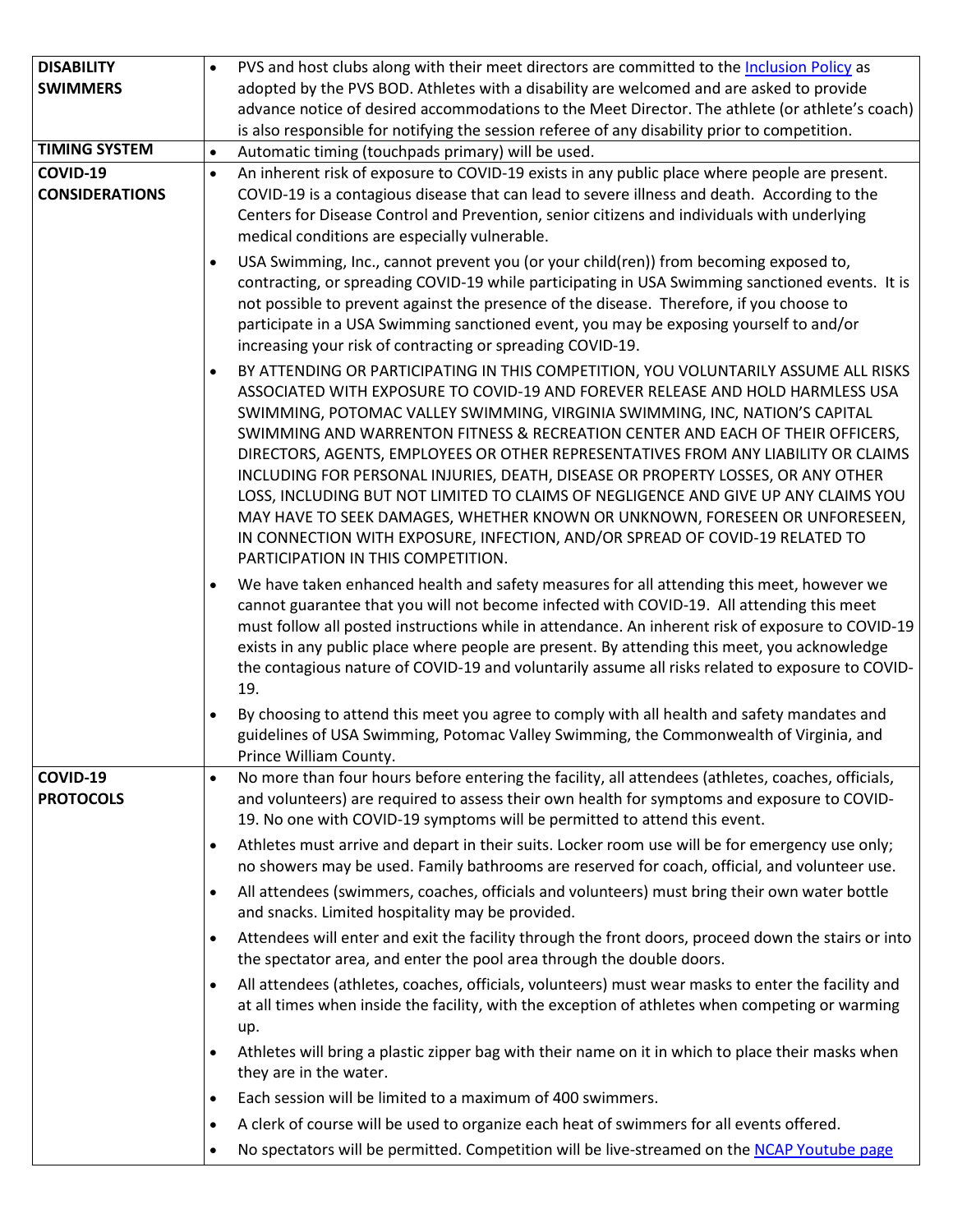| | |
|---|---|
| **DISABILITY SWIMMERS** | • PVS and host clubs along with their meet directors are committed to the Inclusion Policy as adopted by the PVS BOD. Athletes with a disability are welcomed and are asked to provide advance notice of desired accommodations to the Meet Director. The athlete (or athlete's coach) is also responsible for notifying the session referee of any disability prior to competition. |
| **TIMING SYSTEM** | • Automatic timing (touchpads primary) will be used. |
| **COVID-19 CONSIDERATIONS** | • An inherent risk of exposure to COVID-19 exists in any public place where people are present. COVID-19 is a contagious disease that can lead to severe illness and death. According to the Centers for Disease Control and Prevention, senior citizens and individuals with underlying medical conditions are especially vulnerable.<br>• USA Swimming, Inc., cannot prevent you (or your child(ren)) from becoming exposed to, contracting, or spreading COVID-19 while participating in USA Swimming sanctioned events. It is not possible to prevent against the presence of the disease. Therefore, if you choose to participate in a USA Swimming sanctioned event, you may be exposing yourself to and/or increasing your risk of contracting or spreading COVID-19.<br>• BY ATTENDING OR PARTICIPATING IN THIS COMPETITION, YOU VOLUNTARILY ASSUME ALL RISKS ASSOCIATED WITH EXPOSURE TO COVID-19 AND FOREVER RELEASE AND HOLD HARMLESS USA SWIMMING, POTOMAC VALLEY SWIMMING, VIRGINIA SWIMMING, INC, NATION'S CAPITAL SWIMMING AND WARRENTON FITNESS & RECREATION CENTER AND EACH OF THEIR OFFICERS, DIRECTORS, AGENTS, EMPLOYEES OR OTHER REPRESENTATIVES FROM ANY LIABILITY OR CLAIMS INCLUDING FOR PERSONAL INJURIES, DEATH, DISEASE OR PROPERTY LOSSES, OR ANY OTHER LOSS, INCLUDING BUT NOT LIMITED TO CLAIMS OF NEGLIGENCE AND GIVE UP ANY CLAIMS YOU MAY HAVE TO SEEK DAMAGES, WHETHER KNOWN OR UNKNOWN, FORESEEN OR UNFORESEEN, IN CONNECTION WITH EXPOSURE, INFECTION, AND/OR SPREAD OF COVID-19 RELATED TO PARTICIPATION IN THIS COMPETITION.<br>• We have taken enhanced health and safety measures for all attending this meet, however we cannot guarantee that you will not become infected with COVID-19. All attending this meet must follow all posted instructions while in attendance. An inherent risk of exposure to COVID-19 exists in any public place where people are present. By attending this meet, you acknowledge the contagious nature of COVID-19 and voluntarily assume all risks related to exposure to COVID-19.<br>• By choosing to attend this meet you agree to comply with all health and safety mandates and guidelines of USA Swimming, Potomac Valley Swimming, the Commonwealth of Virginia, and Prince William County. |
| **COVID-19 PROTOCOLS** | • No more than four hours before entering the facility, all attendees (athletes, coaches, officials, and volunteers) are required to assess their own health for symptoms and exposure to COVID-19. No one with COVID-19 symptoms will be permitted to attend this event.<br>• Athletes must arrive and depart in their suits. Locker room use will be for emergency use only; no showers may be used. Family bathrooms are reserved for coach, official, and volunteer use.<br>• All attendees (swimmers, coaches, officials and volunteers) must bring their own water bottle and snacks. Limited hospitality may be provided.<br>• Attendees will enter and exit the facility through the front doors, proceed down the stairs or into the spectator area, and enter the pool area through the double doors.<br>• All attendees (athletes, coaches, officials, volunteers) must wear masks to enter the facility and at all times when inside the facility, with the exception of athletes when competing or warming up.<br>• Athletes will bring a plastic zipper bag with their name on it in which to place their masks when they are in the water.<br>• Each session will be limited to a maximum of 400 swimmers.<br>• A clerk of course will be used to organize each heat of swimmers for all events offered.<br>• No spectators will be permitted. Competition will be live-streamed on the NCAP Youtube page |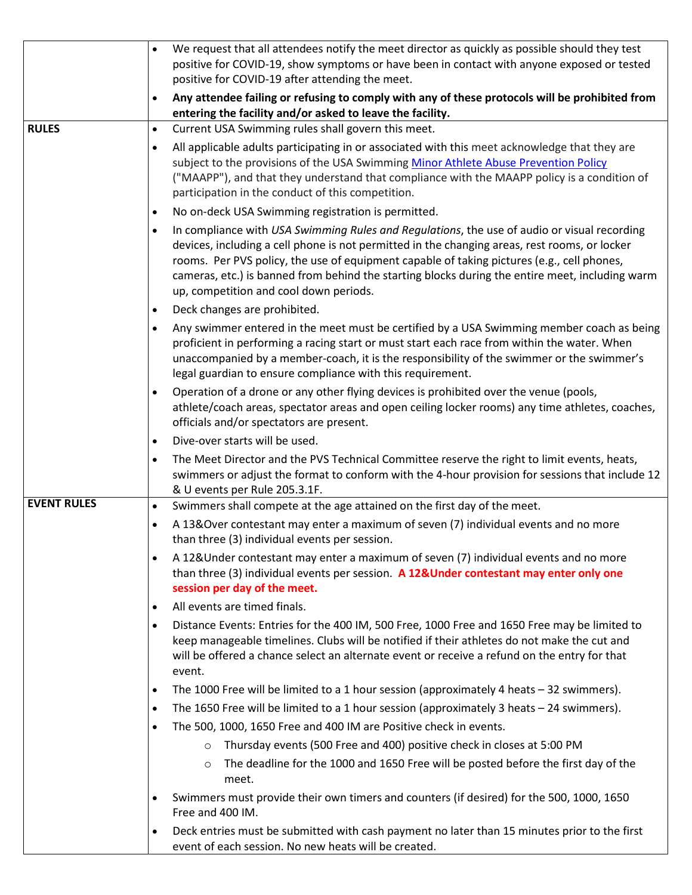| | |
|---|---|
| | • We request that all attendees notify the meet director as quickly as possible should they test positive for COVID-19, show symptoms or have been in contact with anyone exposed or tested positive for COVID-19 after attending the meet.<br>• **Any attendee failing or refusing to comply with any of these protocols will be prohibited from entering the facility and/or asked to leave the facility.** |
| **RULES** | • Current USA Swimming rules shall govern this meet.<br>• All applicable adults participating in or associated with this meet acknowledge that they are subject to the provisions of the USA Swimming [Minor Athlete Abuse Prevention Policy]() ("MAAPP"), and that they understand that compliance with the MAAPP policy is a condition of participation in the conduct of this competition.<br>• No on-deck USA Swimming registration is permitted.<br>• In compliance with *USA Swimming Rules and Regulations*, the use of audio or visual recording devices, including a cell phone is not permitted in the changing areas, rest rooms, or locker rooms. Per PVS policy, the use of equipment capable of taking pictures (e.g., cell phones, cameras, etc.) is banned from behind the starting blocks during the entire meet, including warm up, competition and cool down periods.<br>• Deck changes are prohibited.<br>• Any swimmer entered in the meet must be certified by a USA Swimming member coach as being proficient in performing a racing start or must start each race from within the water. When unaccompanied by a member-coach, it is the responsibility of the swimmer or the swimmer's legal guardian to ensure compliance with this requirement.<br>• Operation of a drone or any other flying devices is prohibited over the venue (pools, athlete/coach areas, spectator areas and open ceiling locker rooms) any time athletes, coaches, officials and/or spectators are present.<br>• Dive-over starts will be used.<br>• The Meet Director and the PVS Technical Committee reserve the right to limit events, heats, swimmers or adjust the format to conform with the 4-hour provision for sessions that include 12 & U events per Rule 205.3.1F. |
| **EVENT RULES** | • Swimmers shall compete at the age attained on the first day of the meet.<br>• A 13&Over contestant may enter a maximum of seven (7) individual events and no more than three (3) individual events per session.<br>• A 12&Under contestant may enter a maximum of seven (7) individual events and no more than three (3) individual events per session. **A 12&Under contestant may enter only one session per day of the meet.**<br>• All events are timed finals.<br>• Distance Events: Entries for the 400 IM, 500 Free, 1000 Free and 1650 Free may be limited to keep manageable timelines. Clubs will be notified if their athletes do not make the cut and will be offered a chance select an alternate event or receive a refund on the entry for that event.<br>• The 1000 Free will be limited to a 1 hour session (approximately 4 heats – 32 swimmers).<br>• The 1650 Free will be limited to a 1 hour session (approximately 3 heats – 24 swimmers).<br>• The 500, 1000, 1650 Free and 400 IM are Positive check in events.<br>&nbsp;&nbsp;&nbsp;&nbsp;○ Thursday events (500 Free and 400) positive check in closes at 5:00 PM<br>&nbsp;&nbsp;&nbsp;&nbsp;○ The deadline for the 1000 and 1650 Free will be posted before the first day of the meet.<br>• Swimmers must provide their own timers and counters (if desired) for the 500, 1000, 1650 Free and 400 IM.<br>• Deck entries must be submitted with cash payment no later than 15 minutes prior to the first event of each session. No new heats will be created. |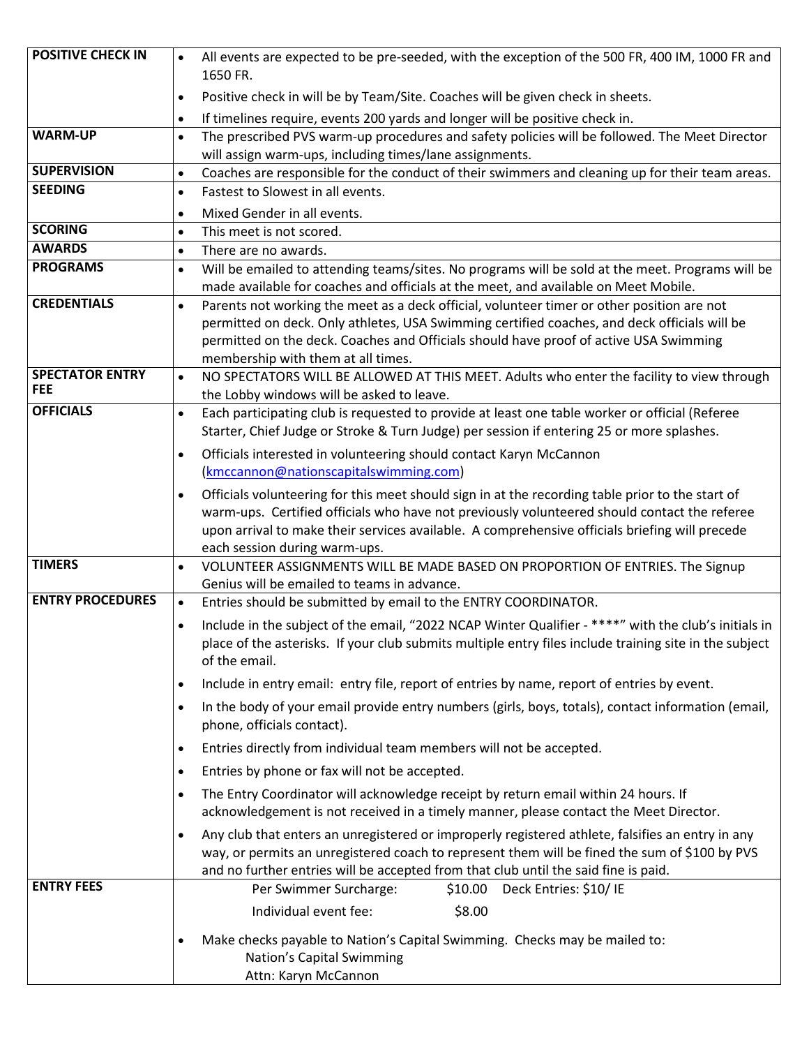| | |
|---|---|
| **POSITIVE CHECK IN** | • All events are expected to be pre-seeded, with the exception of the 500 FR, 400 IM, 1000 FR and 1650 FR.<br>• Positive check in will be by Team/Site. Coaches will be given check in sheets.<br>• If timelines require, events 200 yards and longer will be positive check in. |
| **WARM-UP** | • The prescribed PVS warm-up procedures and safety policies will be followed. The Meet Director will assign warm-ups, including times/lane assignments. |
| **SUPERVISION** | • Coaches are responsible for the conduct of their swimmers and cleaning up for their team areas. |
| **SEEDING** | • Fastest to Slowest in all events.<br>• Mixed Gender in all events. |
| **SCORING** | • This meet is not scored. |
| **AWARDS** | • There are no awards. |
| **PROGRAMS** | • Will be emailed to attending teams/sites. No programs will be sold at the meet. Programs will be made available for coaches and officials at the meet, and available on Meet Mobile. |
| **CREDENTIALS** | • Parents not working the meet as a deck official, volunteer timer or other position are not permitted on deck. Only athletes, USA Swimming certified coaches, and deck officials will be permitted on the deck. Coaches and Officials should have proof of active USA Swimming membership with them at all times. |
| **SPECTATOR ENTRY FEE** | • NO SPECTATORS WILL BE ALLOWED AT THIS MEET. Adults who enter the facility to view through the Lobby windows will be asked to leave. |
| **OFFICIALS** | • Each participating club is requested to provide at least one table worker or official (Referee Starter, Chief Judge or Stroke & Turn Judge) per session if entering 25 or more splashes.<br>• Officials interested in volunteering should contact Karyn McCannon (kmccannon@nationscapitalswimming.com)<br>• Officials volunteering for this meet should sign in at the recording table prior to the start of warm-ups. Certified officials who have not previously volunteered should contact the referee upon arrival to make their services available. A comprehensive officials briefing will precede each session during warm-ups. |
| **TIMERS** | • VOLUNTEER ASSIGNMENTS WILL BE MADE BASED ON PROPORTION OF ENTRIES. The Signup Genius will be emailed to teams in advance. |
| **ENTRY PROCEDURES** | • Entries should be submitted by email to the ENTRY COORDINATOR.<br>• Include in the subject of the email, "2022 NCAP Winter Qualifier - ****" with the club's initials in place of the asterisks. If your club submits multiple entry files include training site in the subject of the email.<br>• Include in entry email: entry file, report of entries by name, report of entries by event.<br>• In the body of your email provide entry numbers (girls, boys, totals), contact information (email, phone, officials contact).<br>• Entries directly from individual team members will not be accepted.<br>• Entries by phone or fax will not be accepted.<br>• The Entry Coordinator will acknowledge receipt by return email within 24 hours. If acknowledgement is not received in a timely manner, please contact the Meet Director.<br>• Any club that enters an unregistered or improperly registered athlete, falsifies an entry in any way, or permits an unregistered coach to represent them will be fined the sum of $100 by PVS and no further entries will be accepted from that club until the said fine is paid. |
| **ENTRY FEES** | Per Swimmer Surcharge: $10.00 Deck Entries: $10/ IE<br>Individual event fee: $8.00<br>• Make checks payable to Nation's Capital Swimming. Checks may be mailed to:<br>Nation's Capital Swimming<br>Attn: Karyn McCannon |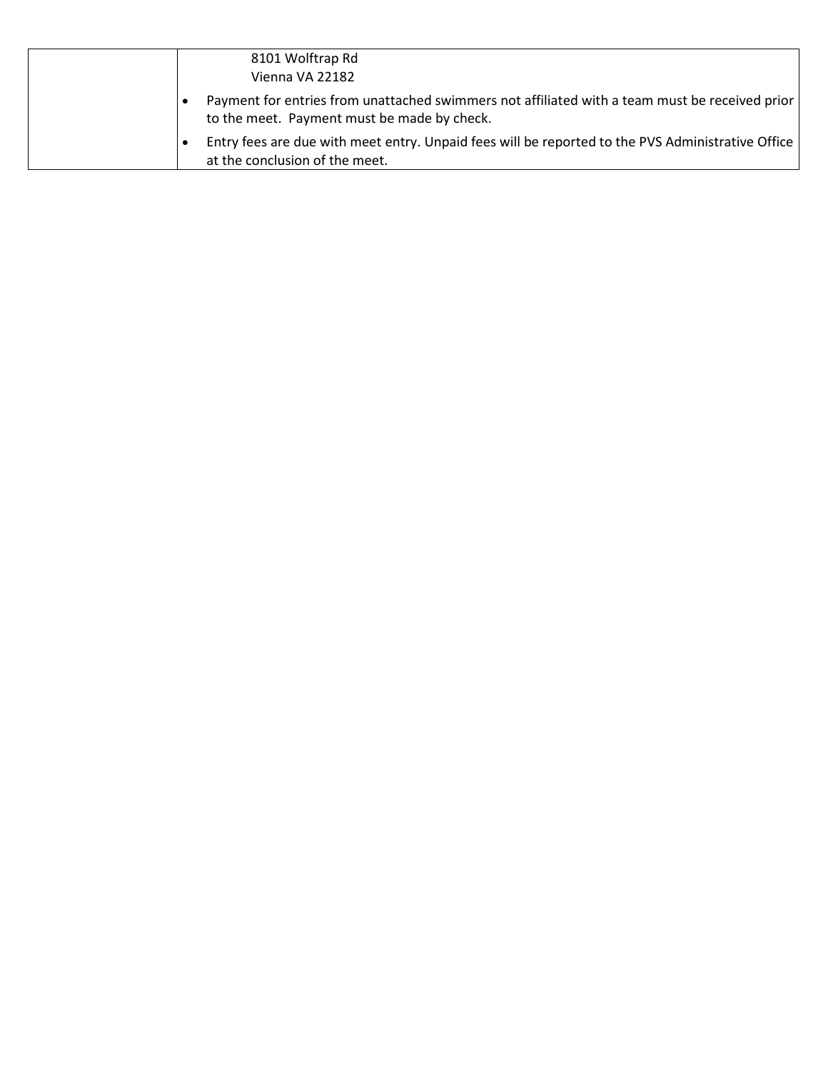| | 8101 Wolftrap Rd<br>Vienna VA 22182<br>• Payment for entries from unattached swimmers not affiliated with a team must be received prior to the meet. Payment must be made by check.<br>• Entry fees are due with meet entry. Unpaid fees will be reported to the PVS Administrative Office at the conclusion of the meet. |
|---|---|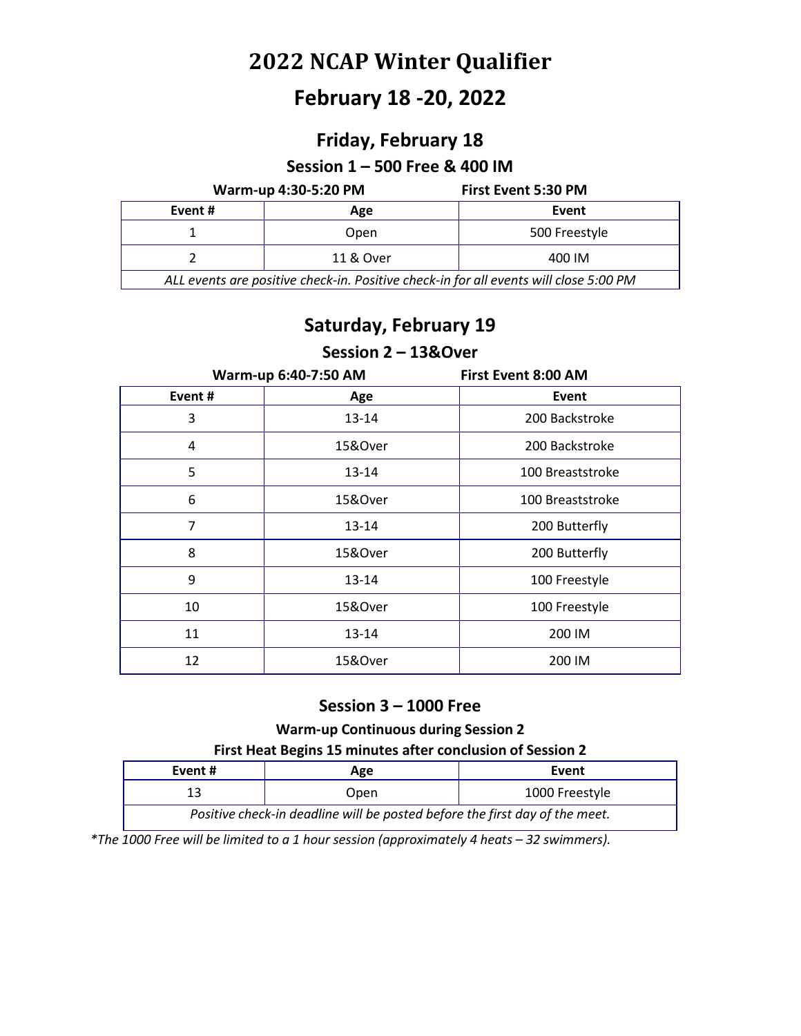# 2022 NCAP Winter Qualifier

# February 18 -20, 2022

## Friday, February 18

### Session 1 – 500 Free & 400 IM

**Warm-up 4:30-5:20 PM** **First Event 5:30 PM**

| Event # | Age | Event |
|---|---|---|
| 1 | Open | 500 Freestyle |
| 2 | 11 & Over | 400 IM |
| *ALL events are positive check-in. Positive check-in for all events will close 5:00 PM* | | |

## Saturday, February 19

### Session 2 – 13&Over

**Warm-up 6:40-7:50 AM** **First Event 8:00 AM**

| Event # | Age | Event |
|---|---|---|
| 3 | 13-14 | 200 Backstroke |
| 4 | 15&Over | 200 Backstroke |
| 5 | 13-14 | 100 Breaststroke |
| 6 | 15&Over | 100 Breaststroke |
| 7 | 13-14 | 200 Butterfly |
| 8 | 15&Over | 200 Butterfly |
| 9 | 13-14 | 100 Freestyle |
| 10 | 15&Over | 100 Freestyle |
| 11 | 13-14 | 200 IM |
| 12 | 15&Over | 200 IM |

### Session 3 – 1000 Free

**Warm-up Continuous during Session 2**

**First Heat Begins 15 minutes after conclusion of Session 2**

| Event # | Age | Event |
|---|---|---|
| 13 | Open | 1000 Freestyle |
| *Positive check-in deadline will be posted before the first day of the meet.* | | |

*\*The 1000 Free will be limited to a 1 hour session (approximately 4 heats – 32 swimmers).*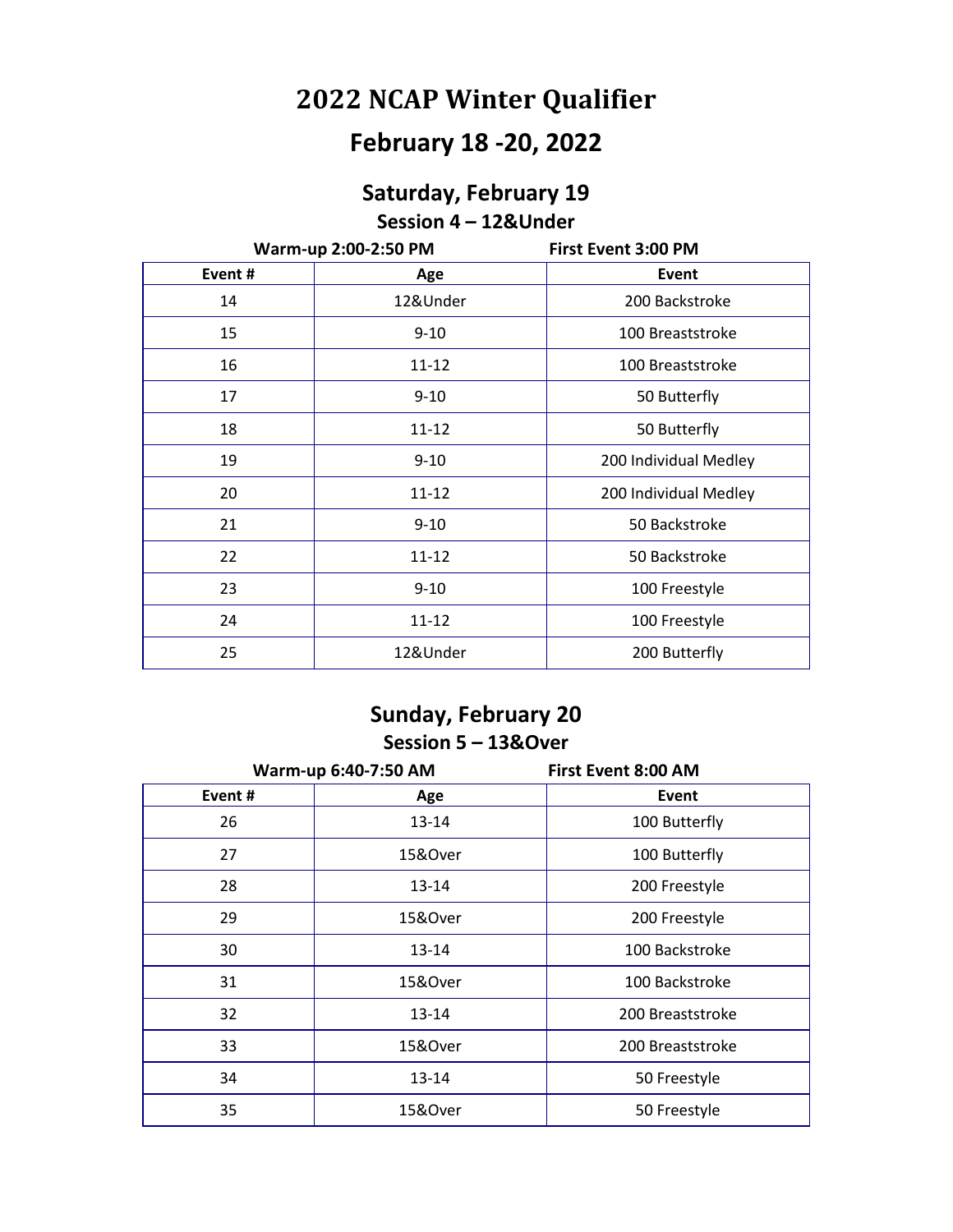# 2022 NCAP Winter Qualifier

## February 18 -20, 2022

### Saturday, February 19

**Session 4 – 12&Under**

**Warm-up 2:00-2:50 PM** **First Event 3:00 PM**

| Event # | Age | Event |
|---|---|---|
| 14 | 12&Under | 200 Backstroke |
| 15 | 9-10 | 100 Breaststroke |
| 16 | 11-12 | 100 Breaststroke |
| 17 | 9-10 | 50 Butterfly |
| 18 | 11-12 | 50 Butterfly |
| 19 | 9-10 | 200 Individual Medley |
| 20 | 11-12 | 200 Individual Medley |
| 21 | 9-10 | 50 Backstroke |
| 22 | 11-12 | 50 Backstroke |
| 23 | 9-10 | 100 Freestyle |
| 24 | 11-12 | 100 Freestyle |
| 25 | 12&Under | 200 Butterfly |

### Sunday, February 20

**Session 5 – 13&Over**

**Warm-up 6:40-7:50 AM** **First Event 8:00 AM**

| Event # | Age | Event |
|---|---|---|
| 26 | 13-14 | 100 Butterfly |
| 27 | 15&Over | 100 Butterfly |
| 28 | 13-14 | 200 Freestyle |
| 29 | 15&Over | 200 Freestyle |
| 30 | 13-14 | 100 Backstroke |
| 31 | 15&Over | 100 Backstroke |
| 32 | 13-14 | 200 Breaststroke |
| 33 | 15&Over | 200 Breaststroke |
| 34 | 13-14 | 50 Freestyle |
| 35 | 15&Over | 50 Freestyle |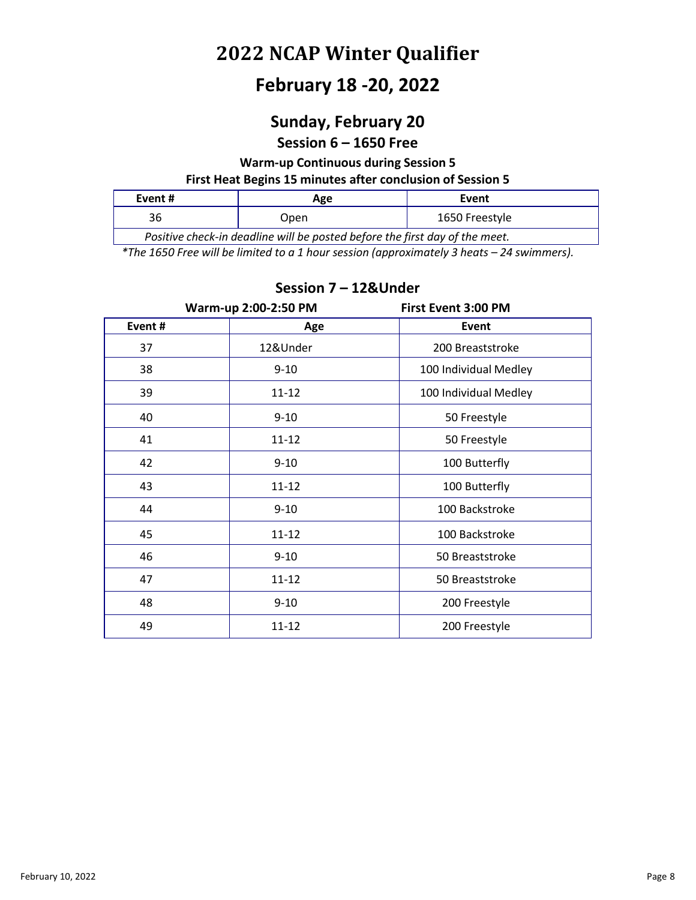# 2022 NCAP Winter Qualifier

## February 18 -20, 2022

### Sunday, February 20

**Session 6 – 1650 Free**

**Warm-up Continuous during Session 5**

**First Heat Begins 15 minutes after conclusion of Session 5**

| Event # | Age | Event |
|---|---|---|
| 36 | Open | 1650 Freestyle |
| *Positive check-in deadline will be posted before the first day of the meet.* | | |

*\*The 1650 Free will be limited to a 1 hour session (approximately 3 heats – 24 swimmers).*

### Session 7 – 12&Under

**Warm-up 2:00-2:50 PM** **First Event 3:00 PM**

| Event # | Age | Event |
|---|---|---|
| 37 | 12&Under | 200 Breaststroke |
| 38 | 9-10 | 100 Individual Medley |
| 39 | 11-12 | 100 Individual Medley |
| 40 | 9-10 | 50 Freestyle |
| 41 | 11-12 | 50 Freestyle |
| 42 | 9-10 | 100 Butterfly |
| 43 | 11-12 | 100 Butterfly |
| 44 | 9-10 | 100 Backstroke |
| 45 | 11-12 | 100 Backstroke |
| 46 | 9-10 | 50 Breaststroke |
| 47 | 11-12 | 50 Breaststroke |
| 48 | 9-10 | 200 Freestyle |
| 49 | 11-12 | 200 Freestyle |